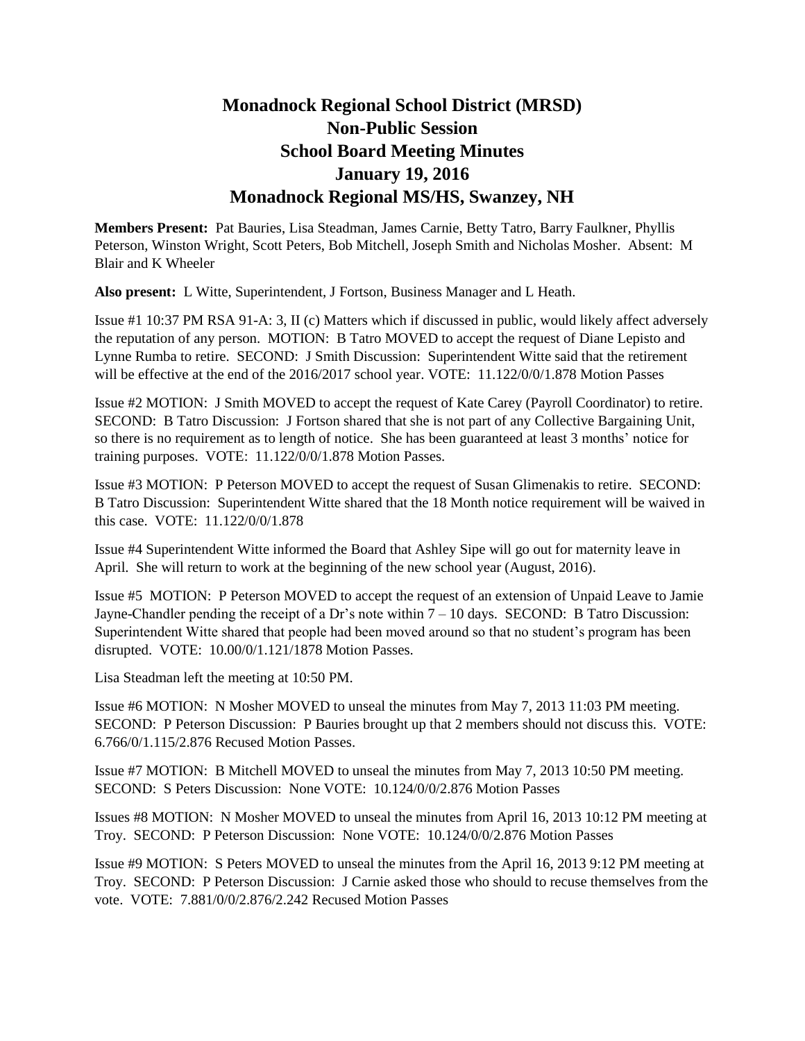# Monadnock Regional School District (MRSD)
# Non-Public Session
# School Board Meeting Minutes
# January 19, 2016
# Monadnock Regional MS/HS, Swanzey, NH

**Members Present:** Pat Bauries, Lisa Steadman, James Carnie, Betty Tatro, Barry Faulkner, Phyllis Peterson, Winston Wright, Scott Peters, Bob Mitchell, Joseph Smith and Nicholas Mosher. Absent: M Blair and K Wheeler

**Also present:** L Witte, Superintendent, J Fortson, Business Manager and L Heath.

Issue #1 10:37 PM RSA 91-A: 3, II (c) Matters which if discussed in public, would likely affect adversely the reputation of any person. MOTION: B Tatro MOVED to accept the request of Diane Lepisto and Lynne Rumba to retire. SECOND: J Smith Discussion: Superintendent Witte said that the retirement will be effective at the end of the 2016/2017 school year. VOTE: 11.122/0/0/1.878 Motion Passes

Issue #2 MOTION: J Smith MOVED to accept the request of Kate Carey (Payroll Coordinator) to retire. SECOND: B Tatro Discussion: J Fortson shared that she is not part of any Collective Bargaining Unit, so there is no requirement as to length of notice. She has been guaranteed at least 3 months' notice for training purposes. VOTE: 11.122/0/0/1.878 Motion Passes.

Issue #3 MOTION: P Peterson MOVED to accept the request of Susan Glimenakis to retire. SECOND: B Tatro Discussion: Superintendent Witte shared that the 18 Month notice requirement will be waived in this case. VOTE: 11.122/0/0/1.878

Issue #4 Superintendent Witte informed the Board that Ashley Sipe will go out for maternity leave in April. She will return to work at the beginning of the new school year (August, 2016).

Issue #5 MOTION: P Peterson MOVED to accept the request of an extension of Unpaid Leave to Jamie Jayne-Chandler pending the receipt of a Dr's note within 7 – 10 days. SECOND: B Tatro Discussion: Superintendent Witte shared that people had been moved around so that no student's program has been disrupted. VOTE: 10.00/0/1.121/1878 Motion Passes.

Lisa Steadman left the meeting at 10:50 PM.

Issue #6 MOTION: N Mosher MOVED to unseal the minutes from May 7, 2013 11:03 PM meeting. SECOND: P Peterson Discussion: P Bauries brought up that 2 members should not discuss this. VOTE: 6.766/0/1.115/2.876 Recused Motion Passes.

Issue #7 MOTION: B Mitchell MOVED to unseal the minutes from May 7, 2013 10:50 PM meeting. SECOND: S Peters Discussion: None VOTE: 10.124/0/0/2.876 Motion Passes

Issues #8 MOTION: N Mosher MOVED to unseal the minutes from April 16, 2013 10:12 PM meeting at Troy. SECOND: P Peterson Discussion: None VOTE: 10.124/0/0/2.876 Motion Passes

Issue #9 MOTION: S Peters MOVED to unseal the minutes from the April 16, 2013 9:12 PM meeting at Troy. SECOND: P Peterson Discussion: J Carnie asked those who should to recuse themselves from the vote. VOTE: 7.881/0/0/2.876/2.242 Recused Motion Passes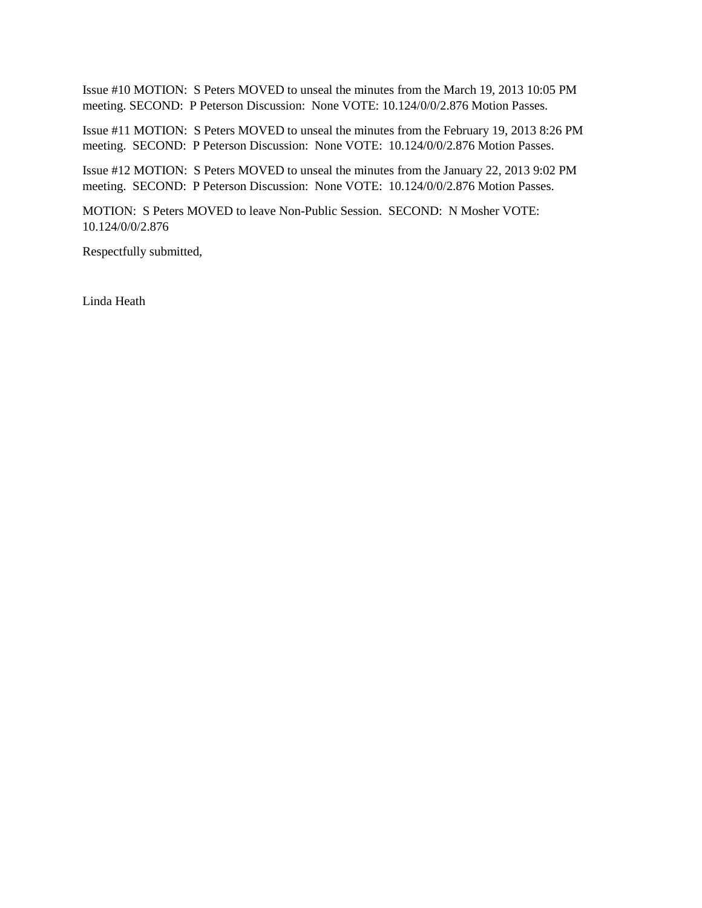Issue #10 MOTION: S Peters MOVED to unseal the minutes from the March 19, 2013 10:05 PM meeting. SECOND: P Peterson Discussion: None VOTE: 10.124/0/0/2.876 Motion Passes.

Issue #11 MOTION: S Peters MOVED to unseal the minutes from the February 19, 2013 8:26 PM meeting. SECOND: P Peterson Discussion: None VOTE: 10.124/0/0/2.876 Motion Passes.

Issue #12 MOTION: S Peters MOVED to unseal the minutes from the January 22, 2013 9:02 PM meeting. SECOND: P Peterson Discussion: None VOTE: 10.124/0/0/2.876 Motion Passes.

MOTION: S Peters MOVED to leave Non-Public Session. SECOND: N Mosher VOTE: 10.124/0/0/2.876

Respectfully submitted,

Linda Heath